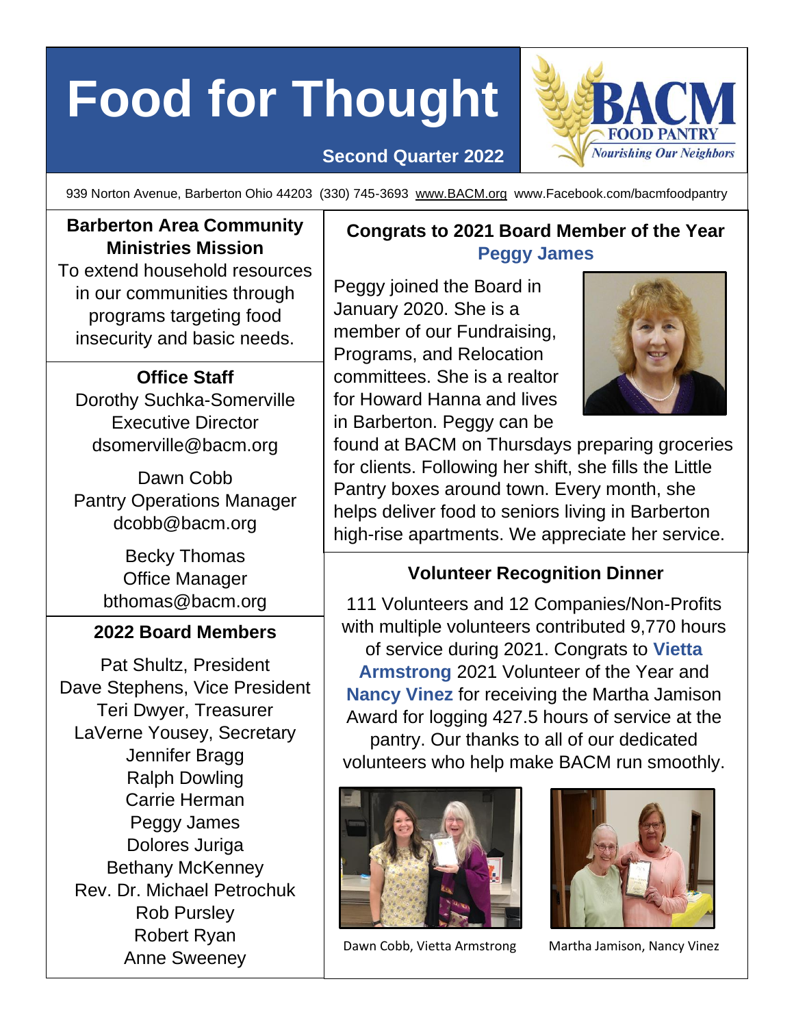# Food for Thought

**Second Quarter 2022**

BACM FOOD PANTRY
*Nourishing Our Neighbors*

939 Norton Avenue, Barberton Ohio 44203 (330) 745-3693 www.BACM.org www.Facebook.com/bacmfoodpantry

**Barberton Area Community Ministries Mission**

To extend household resources in our communities through programs targeting food insecurity and basic needs.

**Office Staff**

Dorothy Suchka-Somerville
Executive Director
dsomerville@bacm.org

Dawn Cobb
Pantry Operations Manager
dcobb@bacm.org

Becky Thomas
Office Manager
bthomas@bacm.org

**2022 Board Members**

Pat Shultz, President
Dave Stephens, Vice President
Teri Dwyer, Treasurer
LaVerne Yousey, Secretary
Jennifer Bragg
Ralph Dowling
Carrie Herman
Peggy James
Dolores Juriga
Bethany McKenney
Rev. Dr. Michael Petrochuk
Rob Pursley
Robert Ryan
Anne Sweeney

## Congrats to 2021 Board Member of the Year **Peggy James**

Peggy joined the Board in January 2020. She is a member of our Fundraising, Programs, and Relocation committees. She is a realtor for Howard Hanna and lives in Barberton. Peggy can be found at BACM on Thursdays preparing groceries for clients. Following her shift, she fills the Little Pantry boxes around town. Every month, she helps deliver food to seniors living in Barberton high-rise apartments. We appreciate her service.

## Volunteer Recognition Dinner

111 Volunteers and 12 Companies/Non-Profits with multiple volunteers contributed 9,770 hours of service during 2021. Congrats to **Vietta Armstrong** 2021 Volunteer of the Year and **Nancy Vinez** for receiving the Martha Jamison Award for logging 427.5 hours of service at the pantry. Our thanks to all of our dedicated volunteers who help make BACM run smoothly.

Dawn Cobb, Vietta Armstrong

Martha Jamison, Nancy Vinez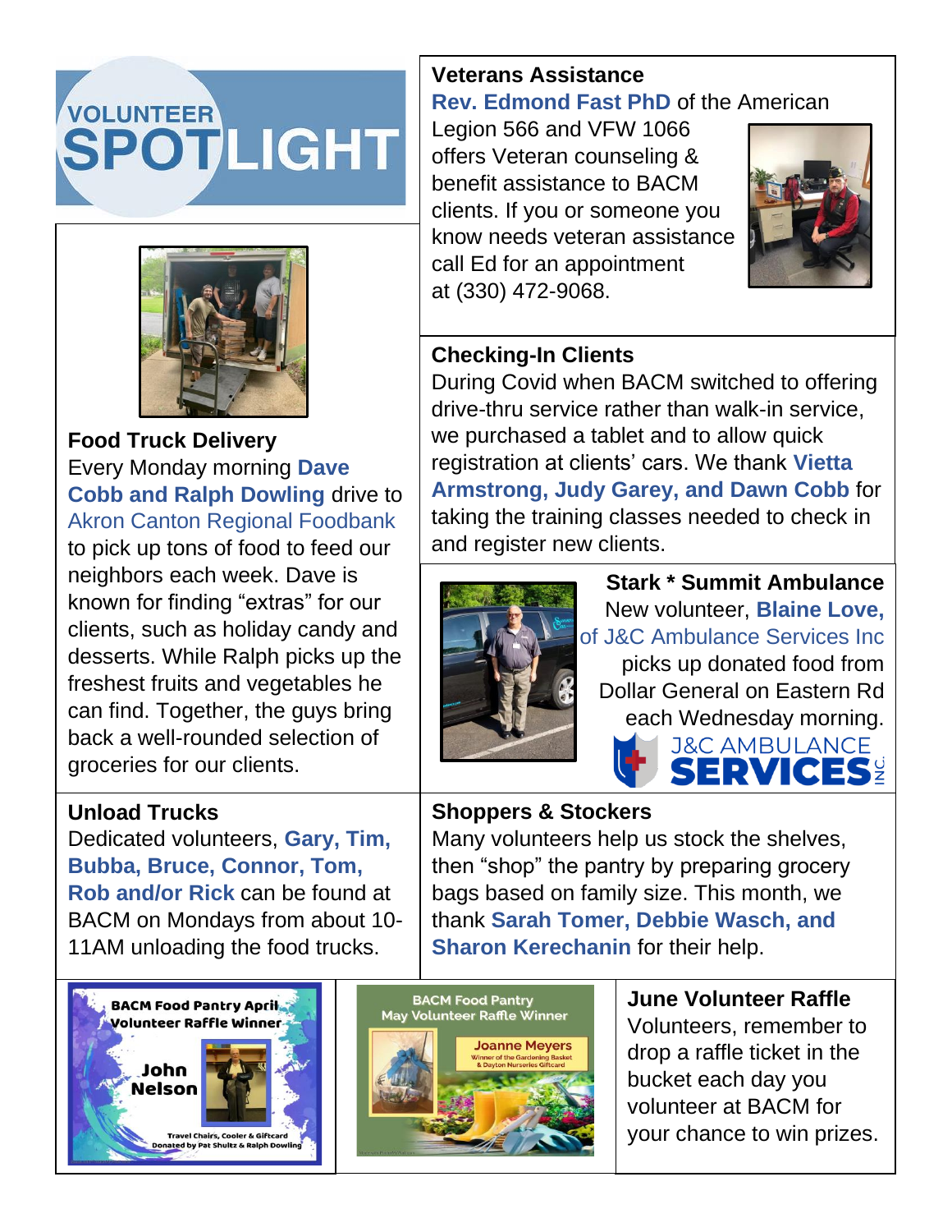# VOLUNTEER SPOTLIGHT

### Food Truck Delivery

Every Monday morning **Dave Cobb and Ralph Dowling** drive to Akron Canton Regional Foodbank to pick up tons of food to feed our neighbors each week. Dave is known for finding "extras" for our clients, such as holiday candy and desserts. While Ralph picks up the freshest fruits and vegetables he can find. Together, the guys bring back a well-rounded selection of groceries for our clients.

### Unload Trucks

Dedicated volunteers, **Gary, Tim, Bubba, Bruce, Connor, Tom, Rob and/or Rick** can be found at BACM on Mondays from about 10-11AM unloading the food trucks.

### Veterans Assistance

**Rev. Edmond Fast PhD** of the American Legion 566 and VFW 1066 offers Veteran counseling & benefit assistance to BACM clients. If you or someone you know needs veteran assistance call Ed for an appointment at (330) 472-9068.

### Checking-In Clients

During Covid when BACM switched to offering drive-thru service rather than walk-in service, we purchased a tablet and to allow quick registration at clients' cars. We thank **Vietta Armstrong, Judy Garey, and Dawn Cobb** for taking the training classes needed to check in and register new clients.

### Stark * Summit Ambulance

New volunteer, **Blaine Love,** of J&C Ambulance Services Inc picks up donated food from Dollar General on Eastern Rd each Wednesday morning.

J&C AMBULANCE SERVICES INC.

### Shoppers & Stockers

Many volunteers help us stock the shelves, then "shop" the pantry by preparing grocery bags based on family size. This month, we thank **Sarah Tomer, Debbie Wasch, and Sharon Kerechanin** for their help.

BACM Food Pantry April Volunteer Raffle Winner
John Nelson
Travel Chairs, Cooler & Giftcard Donated by Pat Shultz & Ralph Dowling

BACM Food Pantry May Volunteer Raffle Winner
Joanne Meyers
Winner of the Gardening Basket & Dayton Nurseries Giftcard

### June Volunteer Raffle

Volunteers, remember to drop a raffle ticket in the bucket each day you volunteer at BACM for your chance to win prizes.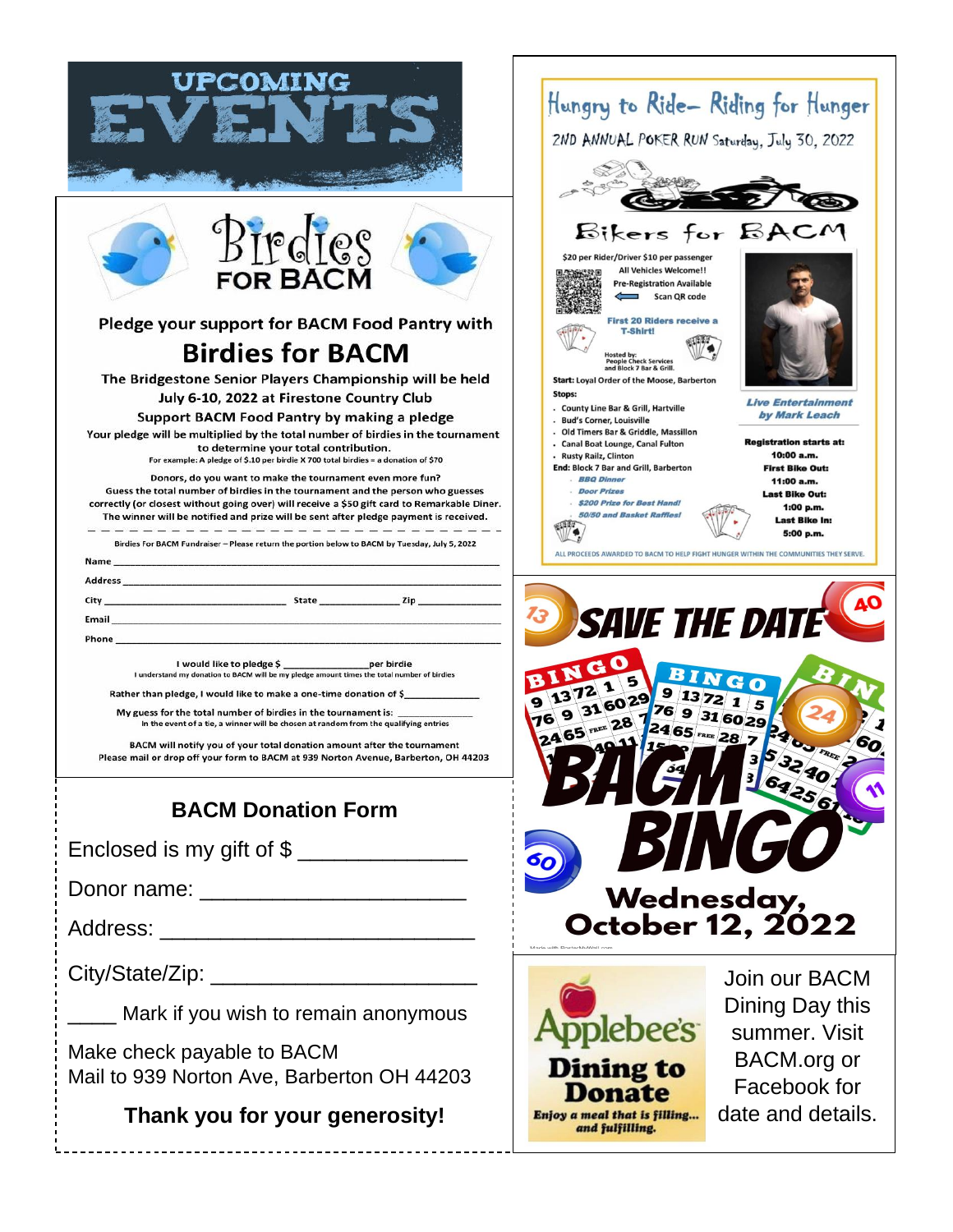# UPCOMING EVENTS

## Birdies FOR BACM

Pledge your support for BACM Food Pantry with

### Birdies for BACM

The Bridgestone Senior Players Championship will be held July 6-10, 2022 at Firestone Country Club

Support BACM Food Pantry by making a pledge

Your pledge will be multiplied by the total number of birdies in the tournament to determine your total contribution.

For example: A pledge of $.10 per birdie X 700 total birdies = a donation of $70

Donors, do you want to make the tournament even more fun?

Guess the total number of birdies in the tournament and the person who guesses correctly (or closest without going over) will receive a $50 gift card to Remarkable Diner. The winner will be notified and prize will be sent after pledge payment is received.

Birdies For BACM Fundraiser – Please return the portion below to BACM by Tuesday, July 5, 2022

Name ______________________________

Address ______________________________

City ______________ State ________ Zip ________

Email ______________________________

Phone ______________________________

I would like to pledge $ ____________ per birdie

I understand my donation to BACM will be my pledge amount times the total number of birdies

Rather than pledge, I would like to make a one-time donation of $__________

My guess for the total number of birdies in the tournament is: __________

In the event of a tie, a winner will be chosen at random from the qualifying entries

BACM will notify you of your total donation amount after the tournament

Please mail or drop off your form to BACM at 939 Norton Avenue, Barberton, OH 44203

### BACM Donation Form

Enclosed is my gift of $ ____________

Donor name: ____________________

Address: ________________________

City/State/Zip: ____________________

____ Mark if you wish to remain anonymous

Make check payable to BACM
Mail to 939 Norton Ave, Barberton OH 44203

**Thank you for your generosity!**

## Hungry to Ride– Riding for Hunger

2ND ANNUAL POKER RUN Saturday, July 30, 2022

### Bikers for BACM

$20 per Rider/Driver $10 per passenger

All Vehicles Welcome!!

Pre-Registration Available

Scan QR code

First 20 Riders receive a T-Shirt!

Hosted by: People Check Services and Block 7 Bar & Grill.

Start: Loyal Order of the Moose, Barberton

Stops:

- County Line Bar & Grill, Hartville
- Bud's Corner, Louisville
- Old Timers Bar & Griddle, Massillon
- Canal Boat Lounge, Canal Fulton
- Rusty Railz, Clinton

End: Block 7 Bar and Grill, Barberton

- *BBQ Dinner*
- *Door Prizes*
- *$200 Prize for Best Hand!*
- *50/50 and Basket Raffles!*

*Live Entertainment by Mark Leach*

Registration starts at: 10:00 a.m.

First Bike Out: 11:00 a.m.

Last Bike Out: 1:00 p.m.

Last Bike In: 5:00 p.m.

ALL PROCEEDS AWARDED TO BACM TO HELP FIGHT HUNGER WITHIN THE COMMUNITIES THEY SERVE.

## SAVE THE DATE

### BACM BINGO

Wednesday, October 12, 2022

## Applebee's Dining to Donate

Enjoy a meal that is filling... and fulfilling.

Join our BACM Dining Day this summer. Visit BACM.org or Facebook for date and details.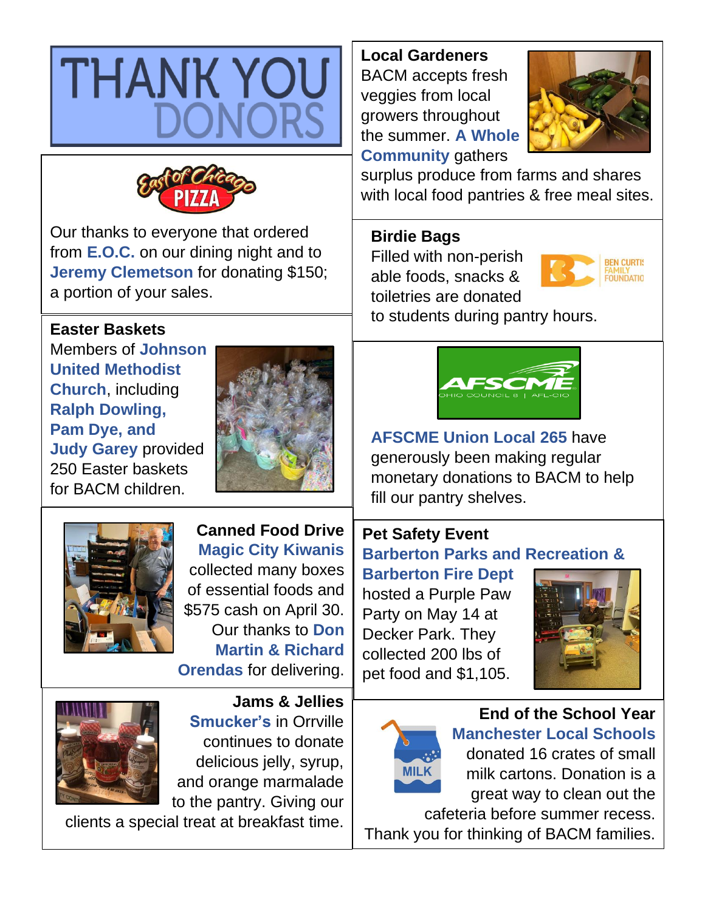# THANK YOU DONORS

East of Chicago PIZZA

Our thanks to everyone that ordered from **E.O.C.** on our dining night and to **Jeremy Clemetson** for donating $150; a portion of your sales.

### Easter Baskets

Members of **Johnson United Methodist Church**, including **Ralph Dowling, Pam Dye, and Judy Garey** provided 250 Easter baskets for BACM children.

### Canned Food Drive

**Magic City Kiwanis** collected many boxes of essential foods and $575 cash on April 30. Our thanks to **Don Martin & Richard Orendas** for delivering.

### Jams & Jellies

**Smucker's** in Orrville continues to donate delicious jelly, syrup, and orange marmalade to the pantry. Giving our clients a special treat at breakfast time.

### Local Gardeners

BACM accepts fresh veggies from local growers throughout the summer. **A Whole Community** gathers surplus produce from farms and shares with local food pantries & free meal sites.

### Birdie Bags

BEN CURTIS FAMILY FOUNDATION

Filled with non-perishable foods, snacks & toiletries are donated to students during pantry hours.

AFSCME OHIO COUNCIL 8 | AFL-CIO

**AFSCME Union Local 265** have generously been making regular monetary donations to BACM to help fill our pantry shelves.

### Pet Safety Event

**Barberton Parks and Recreation & Barberton Fire Dept** hosted a Purple Paw Party on May 14 at Decker Park. They collected 200 lbs of pet food and $1,105.

### End of the School Year

**Manchester Local Schools** donated 16 crates of small milk cartons. Donation is a great way to clean out the cafeteria before summer recess. Thank you for thinking of BACM families.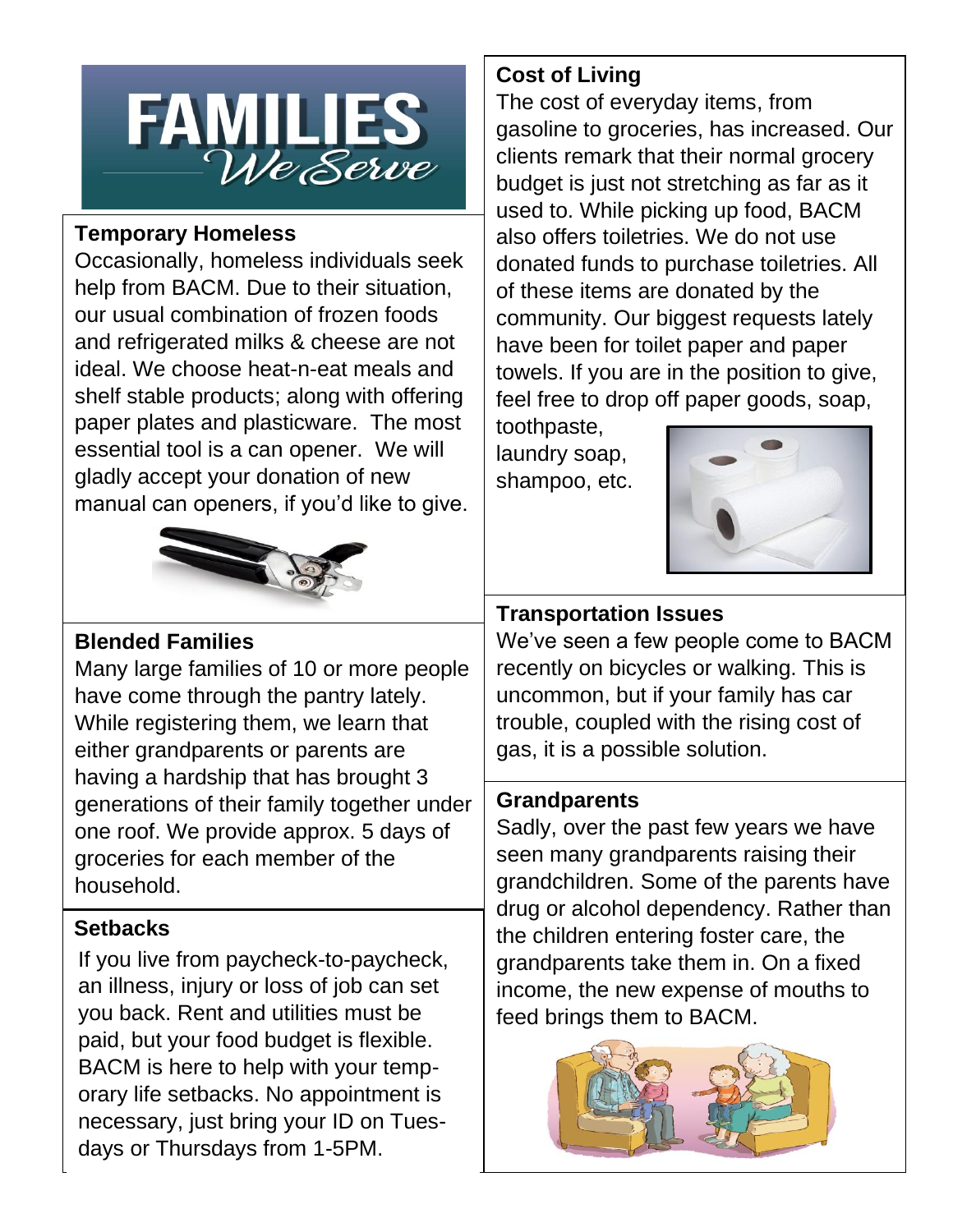# FAMILIES *We Serve*

## Temporary Homeless

Occasionally, homeless individuals seek help from BACM. Due to their situation, our usual combination of frozen foods and refrigerated milks & cheese are not ideal. We choose heat-n-eat meals and shelf stable products; along with offering paper plates and plasticware. The most essential tool is a can opener. We will gladly accept your donation of new manual can openers, if you'd like to give.

## Blended Families

Many large families of 10 or more people have come through the pantry lately. While registering them, we learn that either grandparents or parents are having a hardship that has brought 3 generations of their family together under one roof. We provide approx. 5 days of groceries for each member of the household.

## Setbacks

If you live from paycheck-to-paycheck, an illness, injury or loss of job can set you back. Rent and utilities must be paid, but your food budget is flexible. BACM is here to help with your temporary life setbacks. No appointment is necessary, just bring your ID on Tuesdays or Thursdays from 1-5PM.

## Cost of Living

The cost of everyday items, from gasoline to groceries, has increased. Our clients remark that their normal grocery budget is just not stretching as far as it used to. While picking up food, BACM also offers toiletries. We do not use donated funds to purchase toiletries. All of these items are donated by the community. Our biggest requests lately have been for toilet paper and paper towels. If you are in the position to give, feel free to drop off paper goods, soap, toothpaste, laundry soap, shampoo, etc.

## Transportation Issues

We've seen a few people come to BACM recently on bicycles or walking. This is uncommon, but if your family has car trouble, coupled with the rising cost of gas, it is a possible solution.

## Grandparents

Sadly, over the past few years we have seen many grandparents raising their grandchildren. Some of the parents have drug or alcohol dependency. Rather than the children entering foster care, the grandparents take them in. On a fixed income, the new expense of mouths to feed brings them to BACM.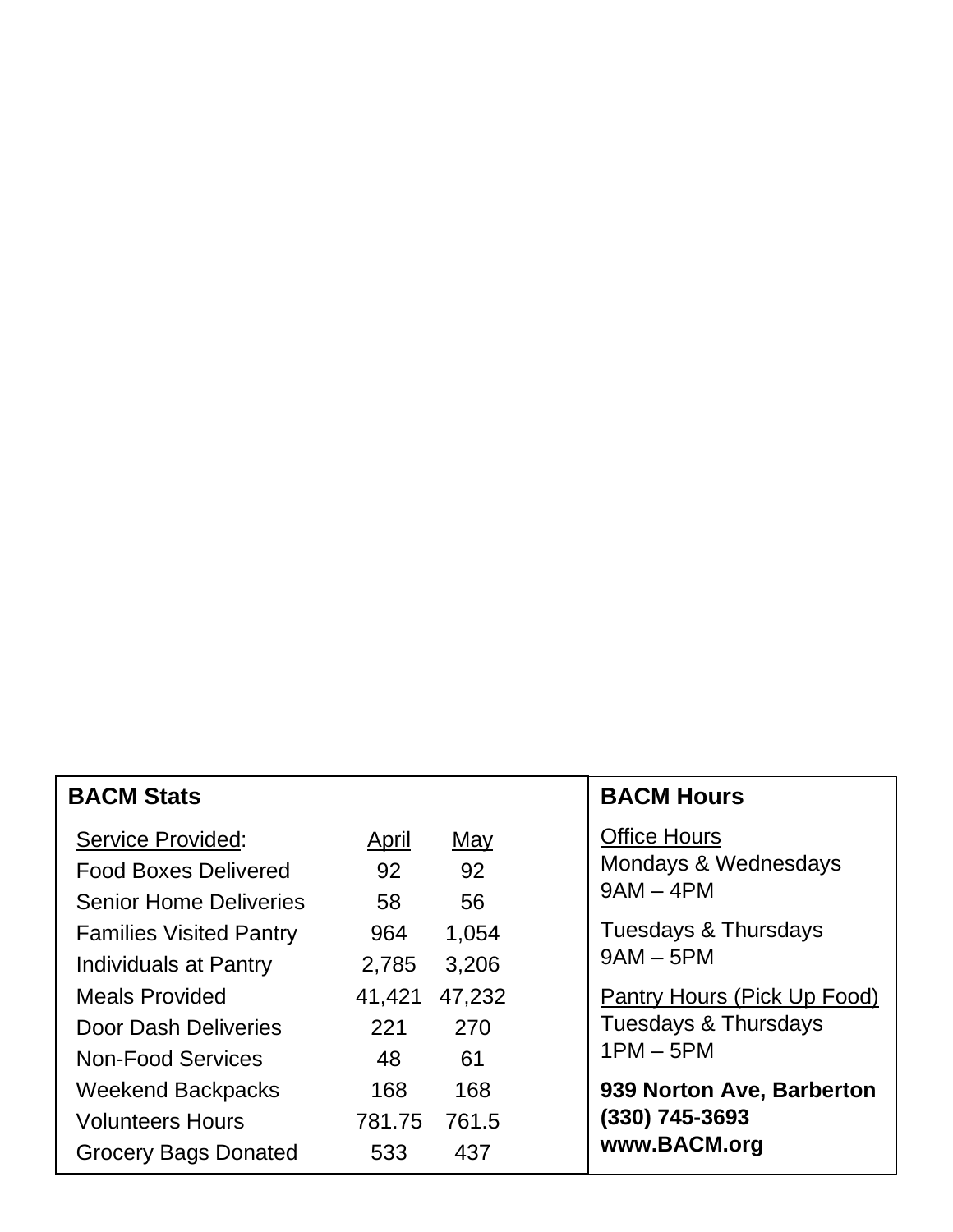## BACM Stats

| Service Provided: | April | May |
|---|---|---|
| Food Boxes Delivered | 92 | 92 |
| Senior Home Deliveries | 58 | 56 |
| Families Visited Pantry | 964 | 1,054 |
| Individuals at Pantry | 2,785 | 3,206 |
| Meals Provided | 41,421 | 47,232 |
| Door Dash Deliveries | 221 | 270 |
| Non-Food Services | 48 | 61 |
| Weekend Backpacks | 168 | 168 |
| Volunteers Hours | 781.75 | 761.5 |
| Grocery Bags Donated | 533 | 437 |

## BACM Hours

Office Hours
Mondays & Wednesdays
9AM – 4PM

Tuesdays & Thursdays
9AM – 5PM

Pantry Hours (Pick Up Food)
Tuesdays & Thursdays
1PM – 5PM

**939 Norton Ave, Barberton**
**(330) 745-3693**
**www.BACM.org**